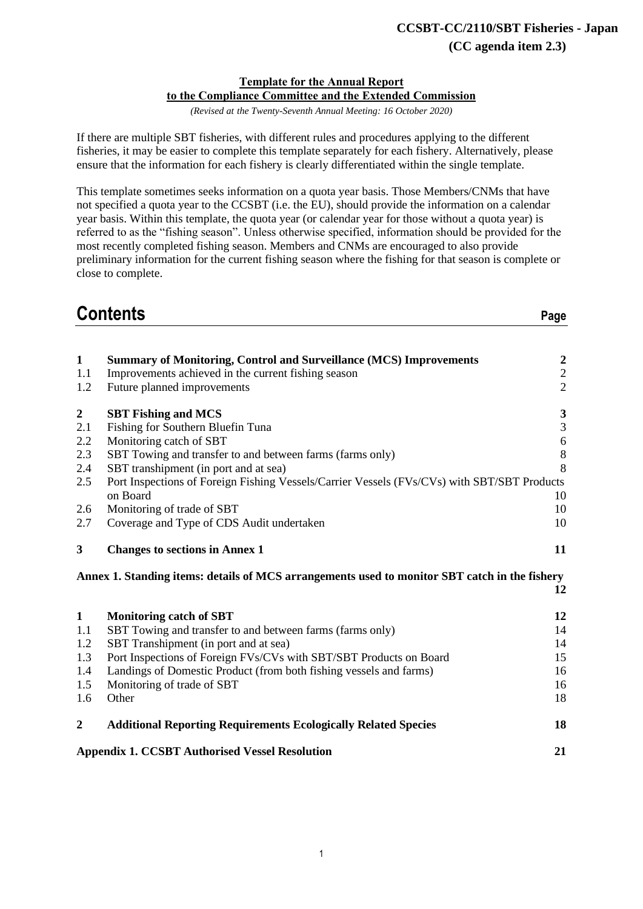**CCSBT-CC/2110/SBT Fisheries - Japan**
**(CC agenda item 2.3)**

**Template for the Annual Report**
**to the Compliance Committee and the Extended Commission**

*(Revised at the Twenty-Seventh Annual Meeting: 16 October 2020)*

If there are multiple SBT fisheries, with different rules and procedures applying to the different fisheries, it may be easier to complete this template separately for each fishery. Alternatively, please ensure that the information for each fishery is clearly differentiated within the single template.

This template sometimes seeks information on a quota year basis. Those Members/CNMs that have not specified a quota year to the CCSBT (i.e. the EU), should provide the information on a calendar year basis. Within this template, the quota year (or calendar year for those without a quota year) is referred to as the "fishing season". Unless otherwise specified, information should be provided for the most recently completed fishing season. Members and CNMs are encouraged to also provide preliminary information for the current fishing season where the fishing for that season is complete or close to complete.

# Contents

| | | Page |
|---|---|---|
| **1** | **Summary of Monitoring, Control and Surveillance (MCS) Improvements** | **2** |
| 1.1 | Improvements achieved in the current fishing season | 2 |
| 1.2 | Future planned improvements | 2 |
| **2** | **SBT Fishing and MCS** | **3** |
| 2.1 | Fishing for Southern Bluefin Tuna | 3 |
| 2.2 | Monitoring catch of SBT | 6 |
| 2.3 | SBT Towing and transfer to and between farms (farms only) | 8 |
| 2.4 | SBT transhipment (in port and at sea) | 8 |
| 2.5 | Port Inspections of Foreign Fishing Vessels/Carrier Vessels (FVs/CVs) with SBT/SBT Products on Board | 10 |
| 2.6 | Monitoring of trade of SBT | 10 |
| 2.7 | Coverage and Type of CDS Audit undertaken | 10 |
| **3** | **Changes to sections in Annex 1** | **11** |
| | **Annex 1. Standing items: details of MCS arrangements used to monitor SBT catch in the fishery** | **12** |
| **1** | **Monitoring catch of SBT** | **12** |
| 1.1 | SBT Towing and transfer to and between farms (farms only) | 14 |
| 1.2 | SBT Transhipment (in port and at sea) | 14 |
| 1.3 | Port Inspections of Foreign FVs/CVs with SBT/SBT Products on Board | 15 |
| 1.4 | Landings of Domestic Product (from both fishing vessels and farms) | 16 |
| 1.5 | Monitoring of trade of SBT | 16 |
| 1.6 | Other | 18 |
| **2** | **Additional Reporting Requirements Ecologically Related Species** | **18** |
| | **Appendix 1. CCSBT Authorised Vessel Resolution** | **21** |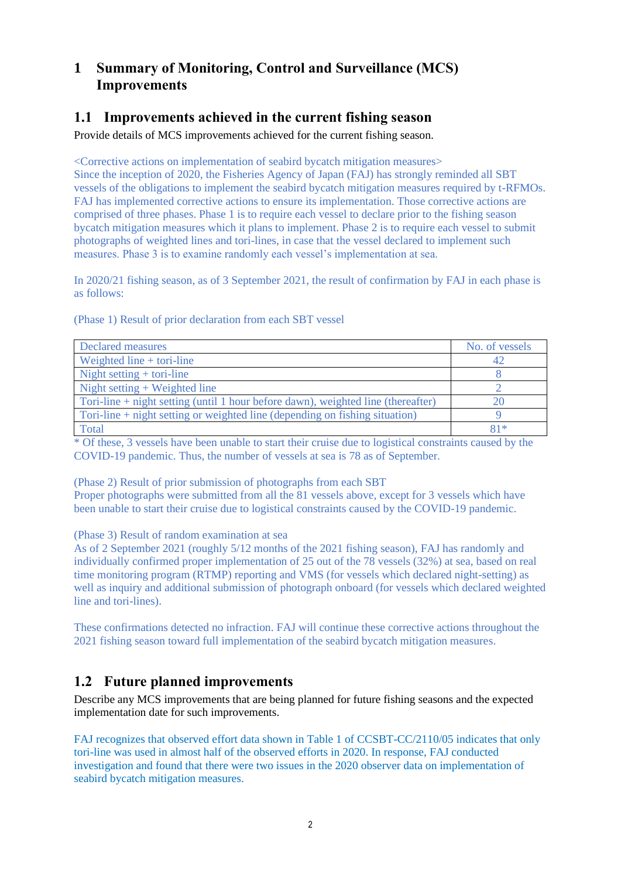# 1 Summary of Monitoring, Control and Surveillance (MCS) Improvements

## 1.1 Improvements achieved in the current fishing season

Provide details of MCS improvements achieved for the current fishing season.

<Corrective actions on implementation of seabird bycatch mitigation measures>
Since the inception of 2020, the Fisheries Agency of Japan (FAJ) has strongly reminded all SBT vessels of the obligations to implement the seabird bycatch mitigation measures required by t-RFMOs. FAJ has implemented corrective actions to ensure its implementation. Those corrective actions are comprised of three phases. Phase 1 is to require each vessel to declare prior to the fishing season bycatch mitigation measures which it plans to implement. Phase 2 is to require each vessel to submit photographs of weighted lines and tori-lines, in case that the vessel declared to implement such measures. Phase 3 is to examine randomly each vessel's implementation at sea.

In 2020/21 fishing season, as of 3 September 2021, the result of confirmation by FAJ in each phase is as follows:

(Phase 1) Result of prior declaration from each SBT vessel

| Declared measures | No. of vessels |
|---|---|
| Weighted line + tori-line | 42 |
| Night setting + tori-line | 8 |
| Night setting + Weighted line | 2 |
| Tori-line + night setting (until 1 hour before dawn), weighted line (thereafter) | 20 |
| Tori-line + night setting or weighted line (depending on fishing situation) | 9 |
| Total | 81* |

* Of these, 3 vessels have been unable to start their cruise due to logistical constraints caused by the COVID-19 pandemic. Thus, the number of vessels at sea is 78 as of September.

(Phase 2) Result of prior submission of photographs from each SBT
Proper photographs were submitted from all the 81 vessels above, except for 3 vessels which have been unable to start their cruise due to logistical constraints caused by the COVID-19 pandemic.

(Phase 3) Result of random examination at sea
As of 2 September 2021 (roughly 5/12 months of the 2021 fishing season), FAJ has randomly and individually confirmed proper implementation of 25 out of the 78 vessels (32%) at sea, based on real time monitoring program (RTMP) reporting and VMS (for vessels which declared night-setting) as well as inquiry and additional submission of photograph onboard (for vessels which declared weighted line and tori-lines).

These confirmations detected no infraction. FAJ will continue these corrective actions throughout the 2021 fishing season toward full implementation of the seabird bycatch mitigation measures.

## 1.2 Future planned improvements

Describe any MCS improvements that are being planned for future fishing seasons and the expected implementation date for such improvements.

FAJ recognizes that observed effort data shown in Table 1 of CCSBT-CC/2110/05 indicates that only tori-line was used in almost half of the observed efforts in 2020. In response, FAJ conducted investigation and found that there were two issues in the 2020 observer data on implementation of seabird bycatch mitigation measures.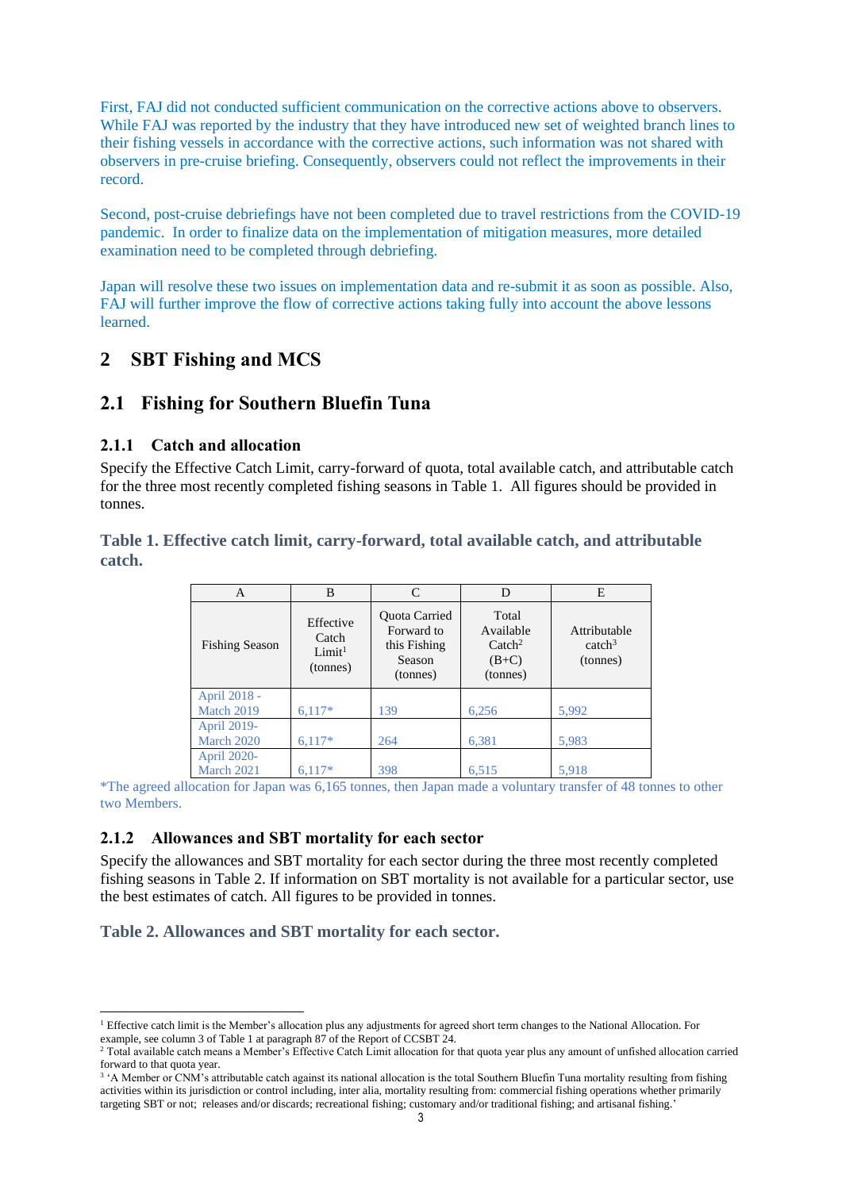First, FAJ did not conducted sufficient communication on the corrective actions above to observers. While FAJ was reported by the industry that they have introduced new set of weighted branch lines to their fishing vessels in accordance with the corrective actions, such information was not shared with observers in pre-cruise briefing. Consequently, observers could not reflect the improvements in their record.

Second, post-cruise debriefings have not been completed due to travel restrictions from the COVID-19 pandemic. In order to finalize data on the implementation of mitigation measures, more detailed examination need to be completed through debriefing.

Japan will resolve these two issues on implementation data and re-submit it as soon as possible. Also, FAJ will further improve the flow of corrective actions taking fully into account the above lessons learned.

# 2 SBT Fishing and MCS

## 2.1 Fishing for Southern Bluefin Tuna

### 2.1.1 Catch and allocation

Specify the Effective Catch Limit, carry-forward of quota, total available catch, and attributable catch for the three most recently completed fishing seasons in Table 1. All figures should be provided in tonnes.

**Table 1. Effective catch limit, carry-forward, total available catch, and attributable catch.**

| A | B | C | D | E |
|---|---|---|---|---|
| Fishing Season | Effective Catch Limit[1] (tonnes) | Quota Carried Forward to this Fishing Season (tonnes) | Total Available Catch[2] (B+C) (tonnes) | Attributable catch[3] (tonnes) |
| April 2018 - Match 2019 | 6,117* | 139 | 6,256 | 5,992 |
| April 2019- March 2020 | 6,117* | 264 | 6,381 | 5,983 |
| April 2020- March 2021 | 6,117* | 398 | 6,515 | 5,918 |

*The agreed allocation for Japan was 6,165 tonnes, then Japan made a voluntary transfer of 48 tonnes to other two Members.

### 2.1.2 Allowances and SBT mortality for each sector

Specify the allowances and SBT mortality for each sector during the three most recently completed fishing seasons in Table 2. If information on SBT mortality is not available for a particular sector, use the best estimates of catch. All figures to be provided in tonnes.

**Table 2. Allowances and SBT mortality for each sector.**

---

[1] Effective catch limit is the Member's allocation plus any adjustments for agreed short term changes to the National Allocation. For example, see column 3 of Table 1 at paragraph 87 of the Report of CCSBT 24.

[2] Total available catch means a Member's Effective Catch Limit allocation for that quota year plus any amount of unfished allocation carried forward to that quota year.

[3] 'A Member or CNM's attributable catch against its national allocation is the total Southern Bluefin Tuna mortality resulting from fishing activities within its jurisdiction or control including, inter alia, mortality resulting from: commercial fishing operations whether primarily targeting SBT or not; releases and/or discards; recreational fishing; customary and/or traditional fishing; and artisanal fishing.'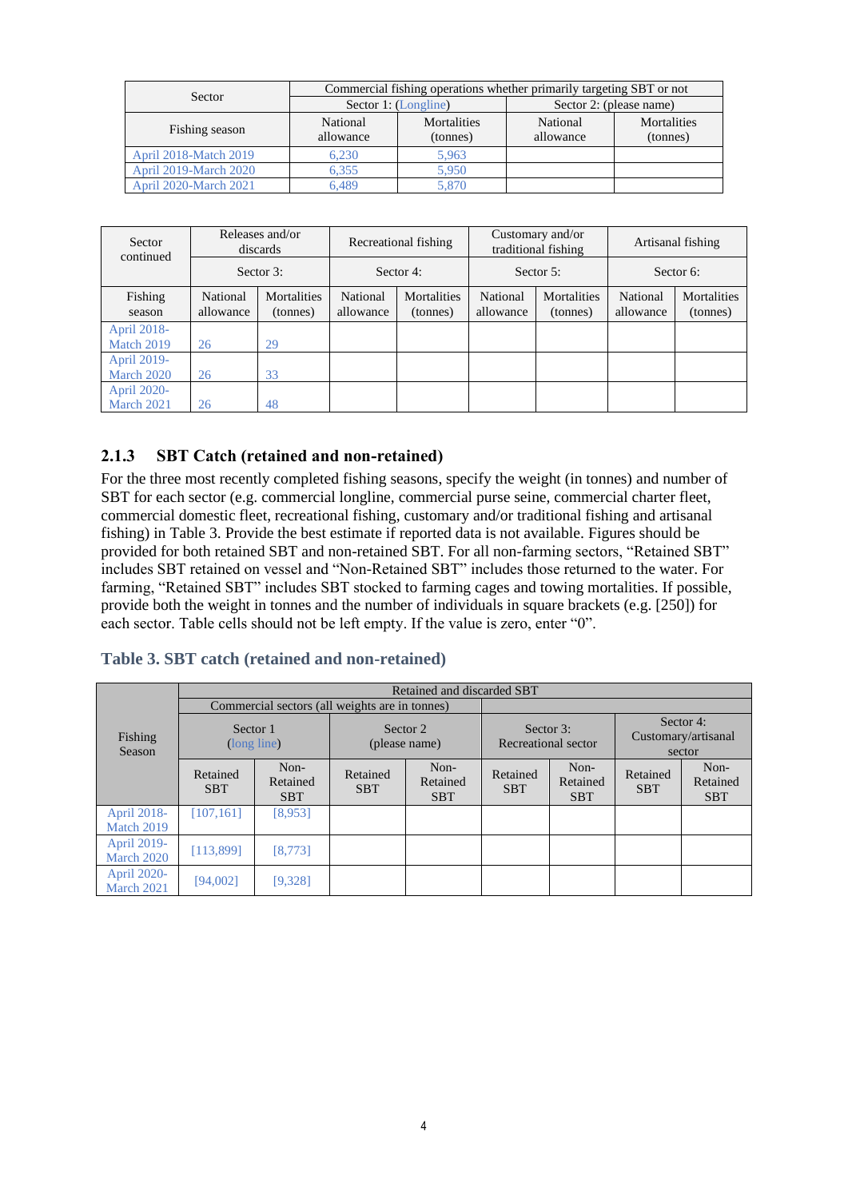| Sector | Commercial fishing operations whether primarily targeting SBT or not | | | |
|---|---|---|---|---|
| | Sector 1: (Longline) | | Sector 2: (please name) | |
| Fishing season | National allowance | Mortalities (tonnes) | National allowance | Mortalities (tonnes) |
| April 2018-Match 2019 | 6,230 | 5,963 | | |
| April 2019-March 2020 | 6,355 | 5,950 | | |
| April 2020-March 2021 | 6,489 | 5,870 | | |

| Sector continued | Releases and/or discards | | Recreational fishing | | Customary and/or traditional fishing | | Artisanal fishing | |
|---|---|---|---|---|---|---|---|---|
| | Sector 3: | | Sector 4: | | Sector 5: | | Sector 6: | |
| Fishing season | National allowance | Mortalities (tonnes) | National allowance | Mortalities (tonnes) | National allowance | Mortalities (tonnes) | National allowance | Mortalities (tonnes) |
| April 2018-Match 2019 | 26 | 29 | | | | | | |
| April 2019-March 2020 | 26 | 33 | | | | | | |
| April 2020-March 2021 | 26 | 48 | | | | | | |

### 2.1.3 SBT Catch (retained and non-retained)

For the three most recently completed fishing seasons, specify the weight (in tonnes) and number of SBT for each sector (e.g. commercial longline, commercial purse seine, commercial charter fleet, commercial domestic fleet, recreational fishing, customary and/or traditional fishing and artisanal fishing) in Table 3. Provide the best estimate if reported data is not available. Figures should be provided for both retained SBT and non-retained SBT. For all non-farming sectors, "Retained SBT" includes SBT retained on vessel and "Non-Retained SBT" includes those returned to the water. For farming, "Retained SBT" includes SBT stocked to farming cages and towing mortalities. If possible, provide both the weight in tonnes and the number of individuals in square brackets (e.g. [250]) for each sector. Table cells should not be left empty. If the value is zero, enter "0".

**Table 3. SBT catch (retained and non-retained)**

| Fishing Season | Retained and discarded SBT | | | | | | | |
|---|---|---|---|---|---|---|---|---|
| | Commercial sectors (all weights are in tonnes) | | | | | | | |
| | Sector 1 (long line) | | Sector 2 (please name) | | Sector 3: Recreational sector | | Sector 4: Customary/artisanal sector | |
| | Retained SBT | Non-Retained SBT | Retained SBT | Non-Retained SBT | Retained SBT | Non-Retained SBT | Retained SBT | Non-Retained SBT |
| April 2018-Match 2019 | [107,161] | [8,953] | | | | | | |
| April 2019-March 2020 | [113,899] | [8,773] | | | | | | |
| April 2020-March 2021 | [94,002] | [9,328] | | | | | | |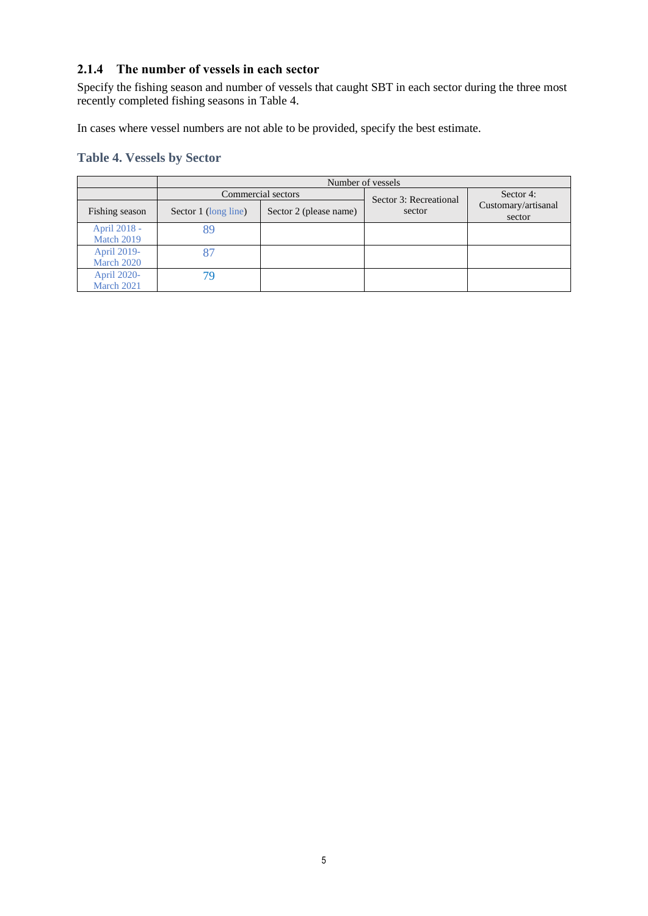### 2.1.4 The number of vessels in each sector

Specify the fishing season and number of vessels that caught SBT in each sector during the three most recently completed fishing seasons in Table 4.

In cases where vessel numbers are not able to be provided, specify the best estimate.

**Table 4. Vessels by Sector**

| | Number of vessels | | | |
|---|---|---|---|---|
| | Commercial sectors | | Sector 3: Recreational sector | Sector 4: Customary/artisanal sector |
| Fishing season | Sector 1 (long line) | Sector 2 (please name) | | |
| April 2018 - Match 2019 | 89 | | | |
| April 2019- March 2020 | 87 | | | |
| April 2020- March 2021 | 79 | | | |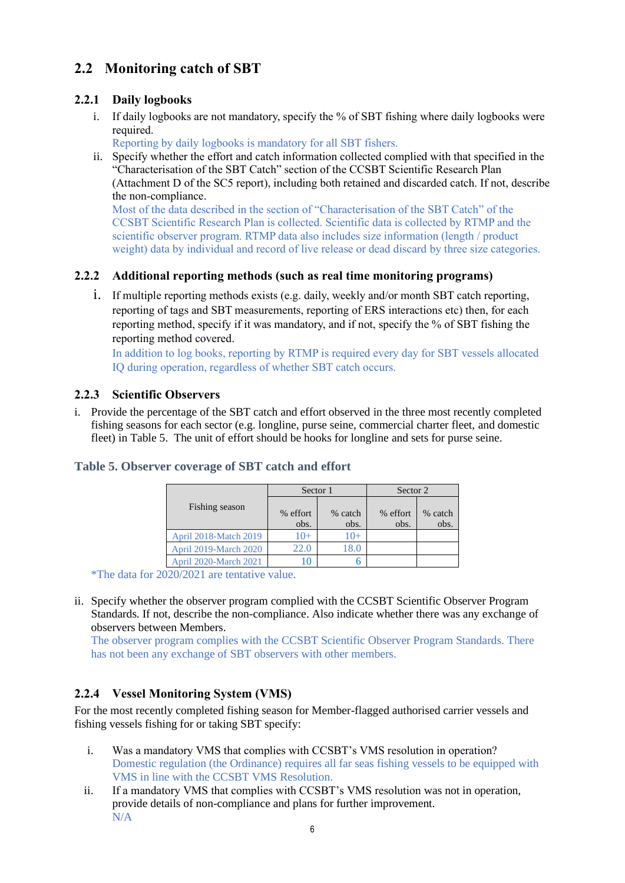## 2.2 Monitoring catch of SBT

### 2.2.1 Daily logbooks

i. If daily logbooks are not mandatory, specify the % of SBT fishing where daily logbooks were required.
   Reporting by daily logbooks is mandatory for all SBT fishers.

ii. Specify whether the effort and catch information collected complied with that specified in the "Characterisation of the SBT Catch" section of the CCSBT Scientific Research Plan (Attachment D of the SC5 report), including both retained and discarded catch. If not, describe the non-compliance.
   Most of the data described in the section of "Characterisation of the SBT Catch" of the CCSBT Scientific Research Plan is collected. Scientific data is collected by RTMP and the scientific observer program. RTMP data also includes size information (length / product weight) data by individual and record of live release or dead discard by three size categories.

### 2.2.2 Additional reporting methods (such as real time monitoring programs)

i. If multiple reporting methods exists (e.g. daily, weekly and/or month SBT catch reporting, reporting of tags and SBT measurements, reporting of ERS interactions etc) then, for each reporting method, specify if it was mandatory, and if not, specify the % of SBT fishing the reporting method covered.
   In addition to log books, reporting by RTMP is required every day for SBT vessels allocated IQ during operation, regardless of whether SBT catch occurs.

### 2.2.3 Scientific Observers

i. Provide the percentage of the SBT catch and effort observed in the three most recently completed fishing seasons for each sector (e.g. longline, purse seine, commercial charter fleet, and domestic fleet) in Table 5. The unit of effort should be hooks for longline and sets for purse seine.

**Table 5. Observer coverage of SBT catch and effort**

| Fishing season | Sector 1 | | Sector 2 | |
|---|---|---|---|---|
| | % effort obs. | % catch obs. | % effort obs. | % catch obs. |
| April 2018-March 2019 | 10+ | 10+ | | |
| April 2019-March 2020 | 22.0 | 18.0 | | |
| April 2020-March 2021 | 10 | 6 | | |

*The data for 2020/2021 are tentative value.

ii. Specify whether the observer program complied with the CCSBT Scientific Observer Program Standards. If not, describe the non-compliance. Also indicate whether there was any exchange of observers between Members.
   The observer program complies with the CCSBT Scientific Observer Program Standards. There has not been any exchange of SBT observers with other members.

### 2.2.4 Vessel Monitoring System (VMS)

For the most recently completed fishing season for Member-flagged authorised carrier vessels and fishing vessels fishing for or taking SBT specify:

i. Was a mandatory VMS that complies with CCSBT's VMS resolution in operation?
   Domestic regulation (the Ordinance) requires all far seas fishing vessels to be equipped with VMS in line with the CCSBT VMS Resolution.

ii. If a mandatory VMS that complies with CCSBT's VMS resolution was not in operation, provide details of non-compliance and plans for further improvement.
   N/A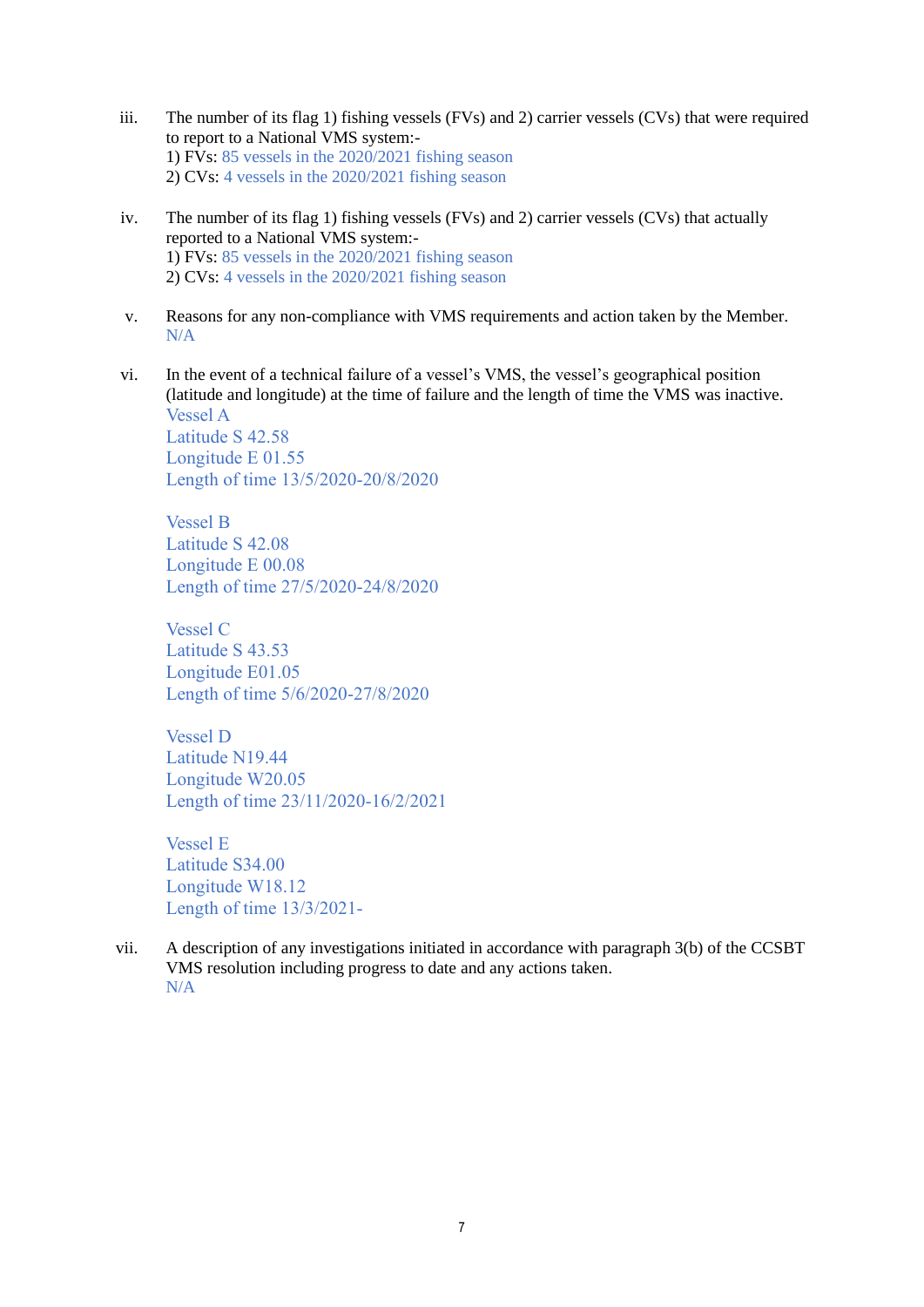iii. The number of its flag 1) fishing vessels (FVs) and 2) carrier vessels (CVs) that were required to report to a National VMS system:-
1) FVs: 85 vessels in the 2020/2021 fishing season
2) CVs: 4 vessels in the 2020/2021 fishing season

iv. The number of its flag 1) fishing vessels (FVs) and 2) carrier vessels (CVs) that actually reported to a National VMS system:-
1) FVs: 85 vessels in the 2020/2021 fishing season
2) CVs: 4 vessels in the 2020/2021 fishing season

v. Reasons for any non-compliance with VMS requirements and action taken by the Member.
N/A

vi. In the event of a technical failure of a vessel's VMS, the vessel's geographical position (latitude and longitude) at the time of failure and the length of time the VMS was inactive.

Vessel A
Latitude S 42.58
Longitude E 01.55
Length of time 13/5/2020-20/8/2020

Vessel B
Latitude S 42.08
Longitude E 00.08
Length of time 27/5/2020-24/8/2020

Vessel C
Latitude S 43.53
Longitude E01.05
Length of time 5/6/2020-27/8/2020

Vessel D
Latitude N19.44
Longitude W20.05
Length of time 23/11/2020-16/2/2021

Vessel E
Latitude S34.00
Longitude W18.12
Length of time 13/3/2021-

vii. A description of any investigations initiated in accordance with paragraph 3(b) of the CCSBT VMS resolution including progress to date and any actions taken.
N/A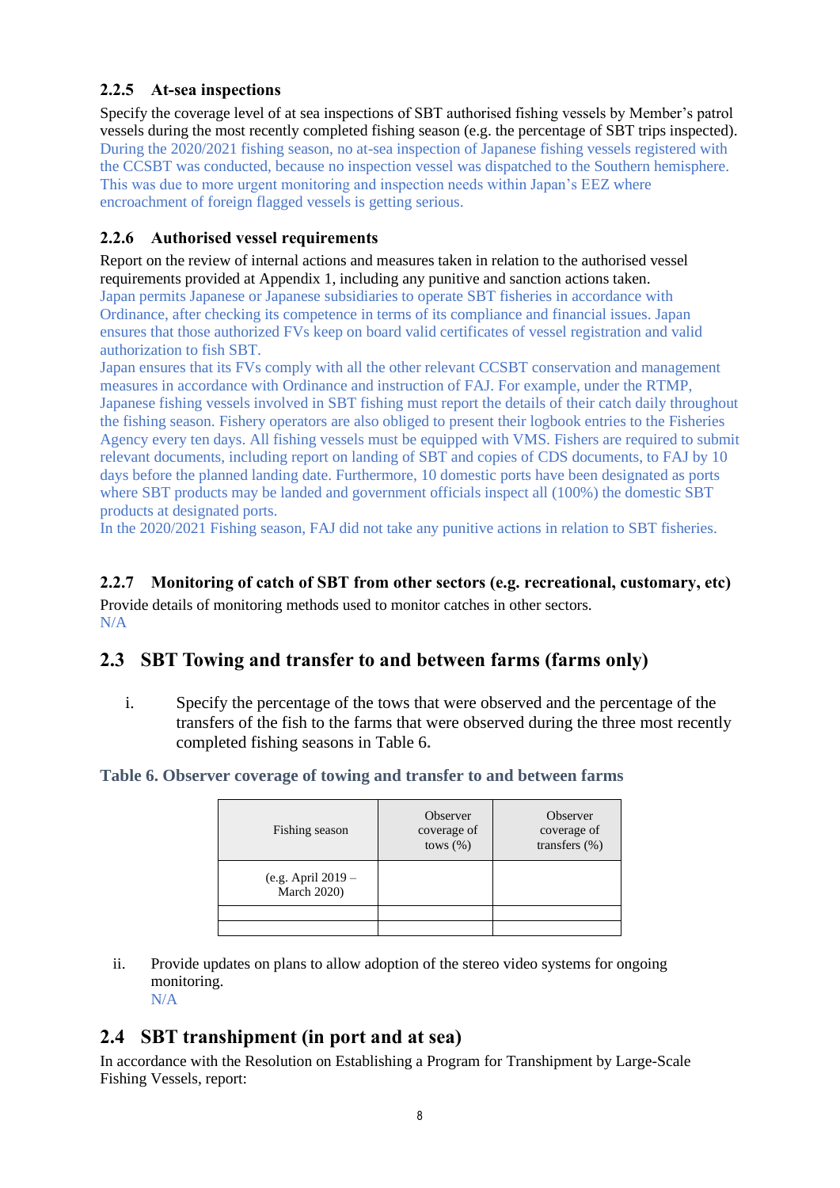### 2.2.5 At-sea inspections

Specify the coverage level of at sea inspections of SBT authorised fishing vessels by Member's patrol vessels during the most recently completed fishing season (e.g. the percentage of SBT trips inspected).
During the 2020/2021 fishing season, no at-sea inspection of Japanese fishing vessels registered with the CCSBT was conducted, because no inspection vessel was dispatched to the Southern hemisphere. This was due to more urgent monitoring and inspection needs within Japan's EEZ where encroachment of foreign flagged vessels is getting serious.

### 2.2.6 Authorised vessel requirements

Report on the review of internal actions and measures taken in relation to the authorised vessel requirements provided at Appendix 1, including any punitive and sanction actions taken.
Japan permits Japanese or Japanese subsidiaries to operate SBT fisheries in accordance with Ordinance, after checking its competence in terms of its compliance and financial issues. Japan ensures that those authorized FVs keep on board valid certificates of vessel registration and valid authorization to fish SBT.
Japan ensures that its FVs comply with all the other relevant CCSBT conservation and management measures in accordance with Ordinance and instruction of FAJ. For example, under the RTMP, Japanese fishing vessels involved in SBT fishing must report the details of their catch daily throughout the fishing season. Fishery operators are also obliged to present their logbook entries to the Fisheries Agency every ten days. All fishing vessels must be equipped with VMS. Fishers are required to submit relevant documents, including report on landing of SBT and copies of CDS documents, to FAJ by 10 days before the planned landing date. Furthermore, 10 domestic ports have been designated as ports where SBT products may be landed and government officials inspect all (100%) the domestic SBT products at designated ports.
In the 2020/2021 Fishing season, FAJ did not take any punitive actions in relation to SBT fisheries.

### 2.2.7 Monitoring of catch of SBT from other sectors (e.g. recreational, customary, etc)

Provide details of monitoring methods used to monitor catches in other sectors.
N/A

## 2.3 SBT Towing and transfer to and between farms (farms only)

i. Specify the percentage of the tows that were observed and the percentage of the transfers of the fish to the farms that were observed during the three most recently completed fishing seasons in Table 6.

**Table 6. Observer coverage of towing and transfer to and between farms**

| Fishing season | Observer coverage of tows (%) | Observer coverage of transfers (%) |
|---|---|---|
| (e.g. April 2019 – March 2020) | | |
| | | |
| | | |

ii. Provide updates on plans to allow adoption of the stereo video systems for ongoing monitoring.
N/A

## 2.4 SBT transhipment (in port and at sea)

In accordance with the Resolution on Establishing a Program for Transhipment by Large-Scale Fishing Vessels, report: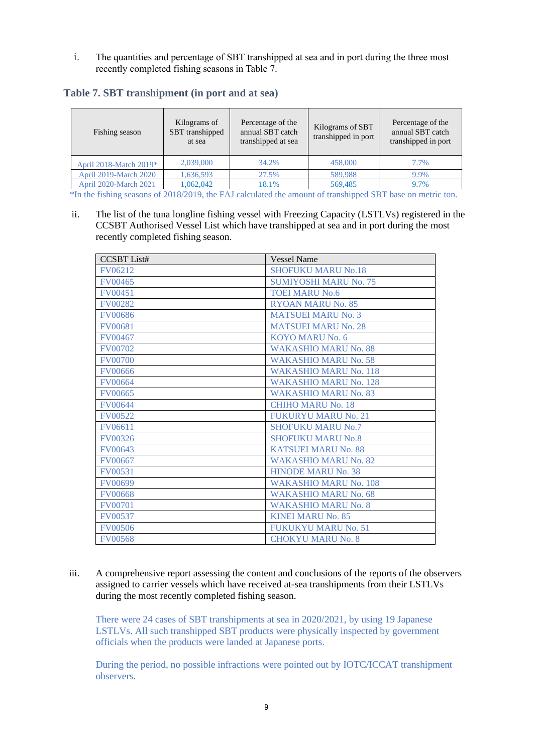i. The quantities and percentage of SBT transhipped at sea and in port during the three most recently completed fishing seasons in Table 7.

### Table 7. SBT transhipment (in port and at sea)

| Fishing season | Kilograms of SBT transhipped at sea | Percentage of the annual SBT catch transhipped at sea | Kilograms of SBT transhipped in port | Percentage of the annual SBT catch transhipped in port |
|---|---|---|---|---|
| April 2018-Match 2019* | 2,039,000 | 34.2% | 458,000 | 7.7% |
| April 2019-March 2020 | 1,636,593 | 27.5% | 589,988 | 9.9% |
| April 2020-March 2021 | 1,062,042 | 18.1% | 569,485 | 9.7% |

*In the fishing seasons of 2018/2019, the FAJ calculated the amount of transhipped SBT base on metric ton.

ii. The list of the tuna longline fishing vessel with Freezing Capacity (LSTLVs) registered in the CCSBT Authorised Vessel List which have transhipped at sea and in port during the most recently completed fishing season.

| CCSBT List# | Vessel Name |
|---|---|
| FV06212 | SHOFUKU MARU No.18 |
| FV00465 | SUMIYOSHI MARU No. 75 |
| FV00451 | TOEI MARU No.6 |
| FV00282 | RYOAN MARU No. 85 |
| FV00686 | MATSUEI MARU No. 3 |
| FV00681 | MATSUEI MARU No. 28 |
| FV00467 | KOYO MARU No. 6 |
| FV00702 | WAKASHIO MARU No. 88 |
| FV00700 | WAKASHIO MARU No. 58 |
| FV00666 | WAKASHIO MARU No. 118 |
| FV00664 | WAKASHIO MARU No. 128 |
| FV00665 | WAKASHIO MARU No. 83 |
| FV00644 | CHIHO MARU No. 18 |
| FV00522 | FUKURYU MARU No. 21 |
| FV06611 | SHOFUKU MARU No.7 |
| FV00326 | SHOFUKU MARU No.8 |
| FV00643 | KATSUEI MARU No. 88 |
| FV00667 | WAKASHIO MARU No. 82 |
| FV00531 | HINODE MARU No. 38 |
| FV00699 | WAKASHIO MARU No. 108 |
| FV00668 | WAKASHIO MARU No. 68 |
| FV00701 | WAKASHIO MARU No. 8 |
| FV00537 | KINEI MARU No. 85 |
| FV00506 | FUKUKYU MARU No. 51 |
| FV00568 | CHOKYU MARU No. 8 |

iii. A comprehensive report assessing the content and conclusions of the reports of the observers assigned to carrier vessels which have received at-sea transhipments from their LSTLVs during the most recently completed fishing season.

There were 24 cases of SBT transhipments at sea in 2020/2021, by using 19 Japanese LSTLVs. All such transhipped SBT products were physically inspected by government officials when the products were landed at Japanese ports.

During the period, no possible infractions were pointed out by IOTC/ICCAT transhipment observers.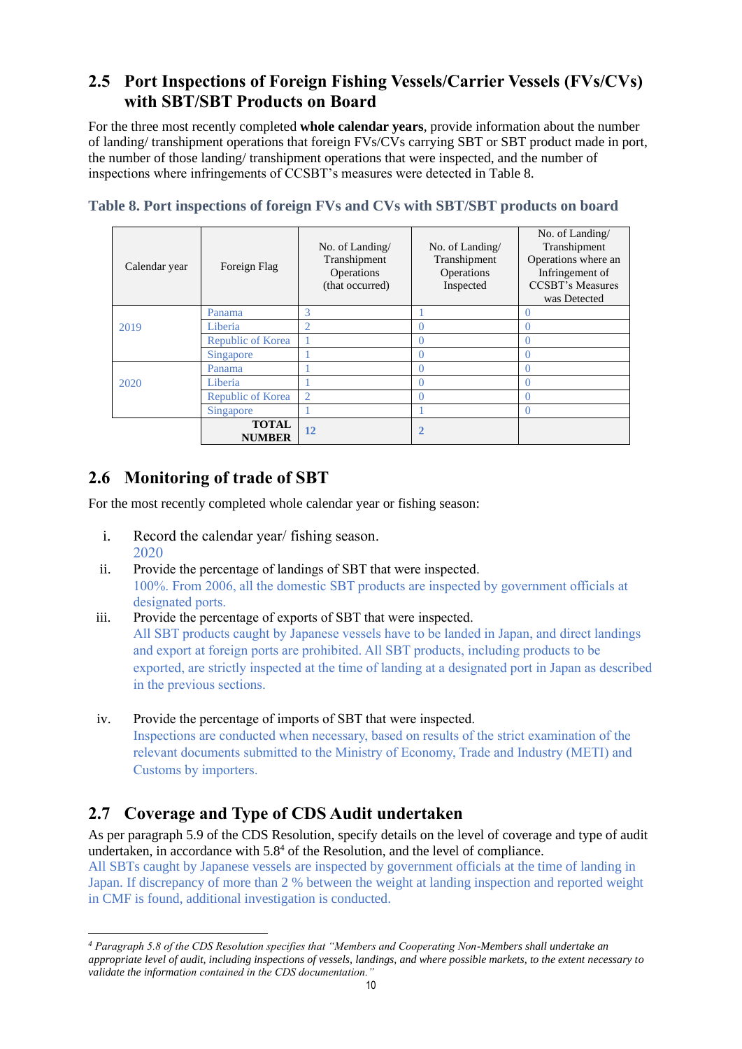## 2.5 Port Inspections of Foreign Fishing Vessels/Carrier Vessels (FVs/CVs) with SBT/SBT Products on Board

For the three most recently completed **whole calendar years**, provide information about the number of landing/ transhipment operations that foreign FVs/CVs carrying SBT or SBT product made in port, the number of those landing/ transhipment operations that were inspected, and the number of inspections where infringements of CCSBT's measures were detected in Table 8.

**Table 8. Port inspections of foreign FVs and CVs with SBT/SBT products on board**

| Calendar year | Foreign Flag | No. of Landing/ Transhipment Operations (that occurred) | No. of Landing/ Transhipment Operations Inspected | No. of Landing/ Transhipment Operations where an Infringement of CCSBT's Measures was Detected |
|---|---|---|---|---|
| 2019 | Panama | 3 | 1 | 0 |
| | Liberia | 2 | 0 | 0 |
| | Republic of Korea | 1 | 0 | 0 |
| | Singapore | 1 | 0 | 0 |
| 2020 | Panama | 1 | 0 | 0 |
| | Liberia | 1 | 0 | 0 |
| | Republic of Korea | 2 | 0 | 0 |
| | Singapore | 1 | 1 | 0 |
| | **TOTAL NUMBER** | **12** | **2** | |

## 2.6 Monitoring of trade of SBT

For the most recently completed whole calendar year or fishing season:

i. Record the calendar year/ fishing season.
2020

ii. Provide the percentage of landings of SBT that were inspected.
100%. From 2006, all the domestic SBT products are inspected by government officials at designated ports.

iii. Provide the percentage of exports of SBT that were inspected.
All SBT products caught by Japanese vessels have to be landed in Japan, and direct landings and export at foreign ports are prohibited. All SBT products, including products to be exported, are strictly inspected at the time of landing at a designated port in Japan as described in the previous sections.

iv. Provide the percentage of imports of SBT that were inspected.
Inspections are conducted when necessary, based on results of the strict examination of the relevant documents submitted to the Ministry of Economy, Trade and Industry (METI) and Customs by importers.

## 2.7 Coverage and Type of CDS Audit undertaken

As per paragraph 5.9 of the CDS Resolution, specify details on the level of coverage and type of audit undertaken, in accordance with 5.8[4] of the Resolution, and the level of compliance.
All SBTs caught by Japanese vessels are inspected by government officials at the time of landing in Japan. If discrepancy of more than 2 % between the weight at landing inspection and reported weight in CMF is found, additional investigation is conducted.

[4] *Paragraph 5.8 of the CDS Resolution specifies that "Members and Cooperating Non-Members shall undertake an appropriate level of audit, including inspections of vessels, landings, and where possible markets, to the extent necessary to validate the information contained in the CDS documentation."*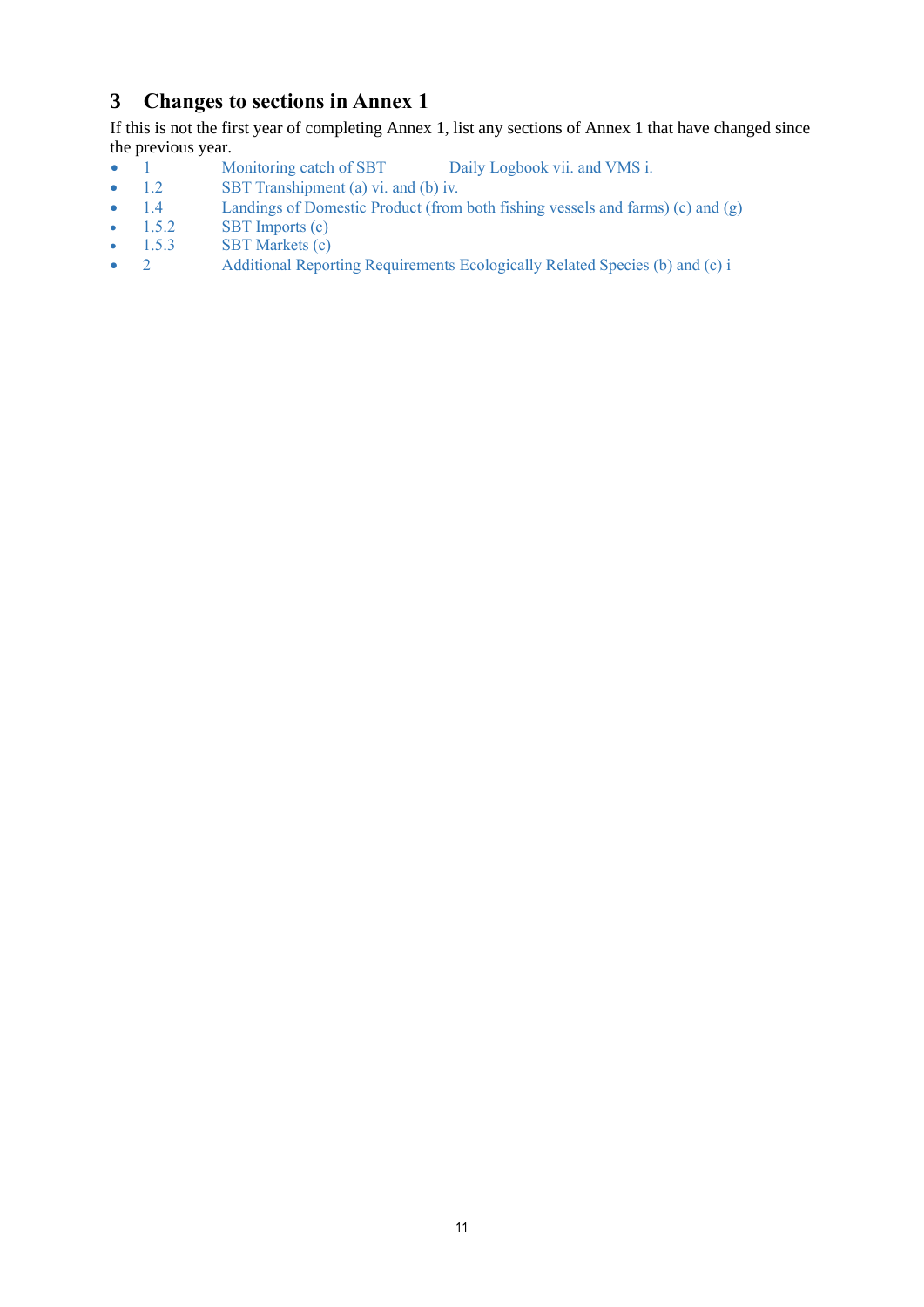# 3 Changes to sections in Annex 1

If this is not the first year of completing Annex 1, list any sections of Annex 1 that have changed since the previous year.

- 1 Monitoring catch of SBT Daily Logbook vii. and VMS i.
- 1.2 SBT Transhipment (a) vi. and (b) iv.
- 1.4 Landings of Domestic Product (from both fishing vessels and farms) (c) and (g)
- 1.5.2 SBT Imports (c)
- 1.5.3 SBT Markets (c)
- 2 Additional Reporting Requirements Ecologically Related Species (b) and (c) i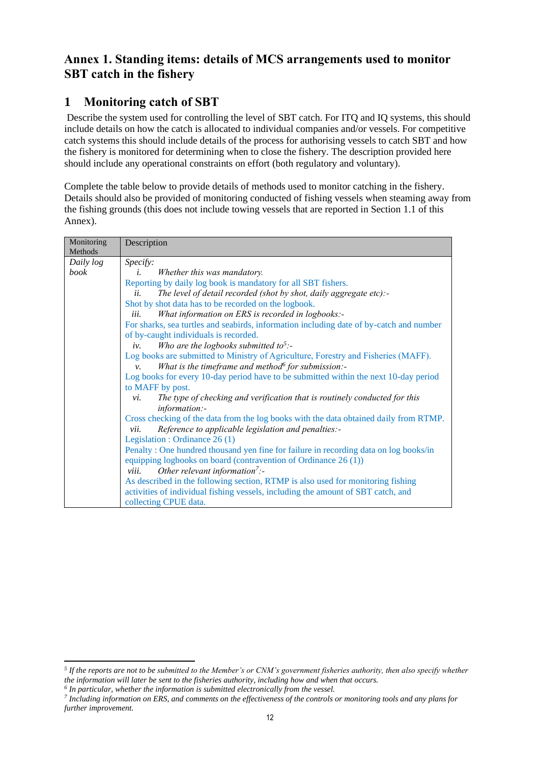## Annex 1. Standing items: details of MCS arrangements used to monitor SBT catch in the fishery

# 1 Monitoring catch of SBT

Describe the system used for controlling the level of SBT catch. For ITQ and IQ systems, this should include details on how the catch is allocated to individual companies and/or vessels. For competitive catch systems this should include details of the process for authorising vessels to catch SBT and how the fishery is monitored for determining when to close the fishery. The description provided here should include any operational constraints on effort (both regulatory and voluntary).

Complete the table below to provide details of methods used to monitor catching in the fishery. Details should also be provided of monitoring conducted of fishing vessels when steaming away from the fishing grounds (this does not include towing vessels that are reported in Section 1.1 of this Annex).

| Monitoring Methods | Description |
|---|---|
| *Daily log book* | *Specify:*<br>*i. Whether this was mandatory.*<br>Reporting by daily log book is mandatory for all SBT fishers.<br>*ii. The level of detail recorded (shot by shot, daily aggregate etc):-*<br>Shot by shot data has to be recorded on the logbook.<br>*iii. What information on ERS is recorded in logbooks:-*<br>For sharks, sea turtles and seabirds, information including date of by-catch and number of by-caught individuals is recorded.<br>*iv. Who are the logbooks submitted to[5]:-*<br>Log books are submitted to Ministry of Agriculture, Forestry and Fisheries (MAFF).<br>*v. What is the timeframe and method[6] for submission:-*<br>Log books for every 10-day period have to be submitted within the next 10-day period to MAFF by post.<br>*vi. The type of checking and verification that is routinely conducted for this information:-*<br>Cross checking of the data from the log books with the data obtained daily from RTMP.<br>*vii. Reference to applicable legislation and penalties:-*<br>Legislation : Ordinance 26 (1)<br>Penalty : One hundred thousand yen fine for failure in recording data on log books/in equipping logbooks on board (contravention of Ordinance 26 (1))<br>*viii. Other relevant information[7]:-*<br>As described in the following section, RTMP is also used for monitoring fishing activities of individual fishing vessels, including the amount of SBT catch, and collecting CPUE data. |

*[5] If the reports are not to be submitted to the Member's or CNM's government fisheries authority, then also specify whether the information will later be sent to the fisheries authority, including how and when that occurs.*

*[6] In particular, whether the information is submitted electronically from the vessel.*

*[7] Including information on ERS, and comments on the effectiveness of the controls or monitoring tools and any plans for further improvement.*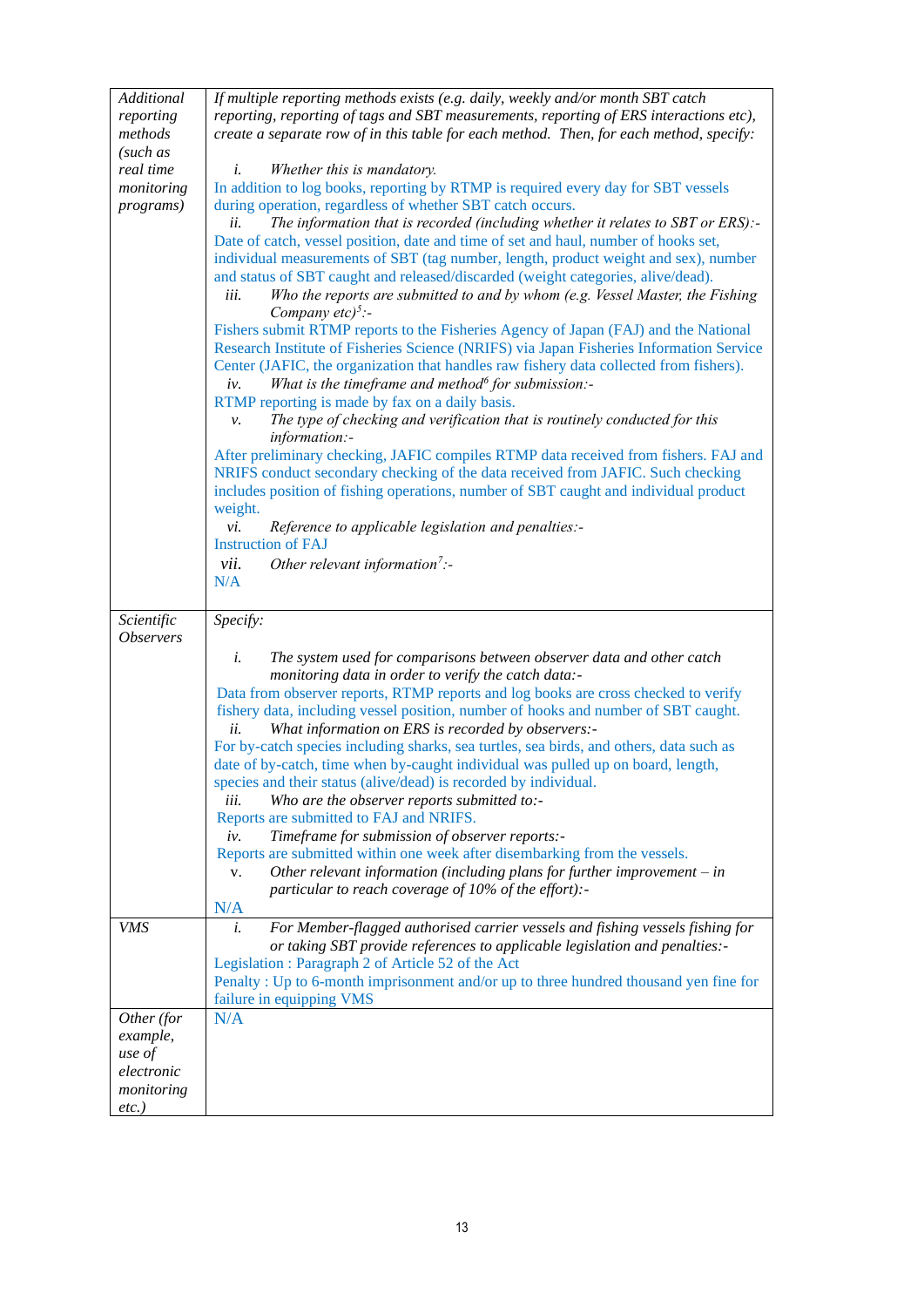| | |
|---|---|
| *Additional reporting methods (such as real time monitoring programs)* | *If multiple reporting methods exists (e.g. daily, weekly and/or month SBT catch reporting, reporting of tags and SBT measurements, reporting of ERS interactions etc), create a separate row of in this table for each method. Then, for each method, specify:*<br><br>*i. Whether this is mandatory.*<br>In addition to log books, reporting by RTMP is required every day for SBT vessels during operation, regardless of whether SBT catch occurs.<br>*ii. The information that is recorded (including whether it relates to SBT or ERS):-*<br>Date of catch, vessel position, date and time of set and haul, number of hooks set, individual measurements of SBT (tag number, length, product weight and sex), number and status of SBT caught and released/discarded (weight categories, alive/dead).<br>*iii. Who the reports are submitted to and by whom (e.g. Vessel Master, the Fishing Company etc)[5]:-*<br>Fishers submit RTMP reports to the Fisheries Agency of Japan (FAJ) and the National Research Institute of Fisheries Science (NRIFS) via Japan Fisheries Information Service Center (JAFIC, the organization that handles raw fishery data collected from fishers).<br>*iv. What is the timeframe and method[6] for submission:-*<br>RTMP reporting is made by fax on a daily basis.<br>*v. The type of checking and verification that is routinely conducted for this information:-*<br>After preliminary checking, JAFIC compiles RTMP data received from fishers. FAJ and NRIFS conduct secondary checking of the data received from JAFIC. Such checking includes position of fishing operations, number of SBT caught and individual product weight.<br>*vi. Reference to applicable legislation and penalties:-*<br>Instruction of FAJ<br>*vii. Other relevant information[7]:-*<br>N/A |
| *Scientific Observers* | *Specify:*<br><br>*i. The system used for comparisons between observer data and other catch monitoring data in order to verify the catch data:-*<br>Data from observer reports, RTMP reports and log books are cross checked to verify fishery data, including vessel position, number of hooks and number of SBT caught.<br>*ii. What information on ERS is recorded by observers:-*<br>For by-catch species including sharks, sea turtles, sea birds, and others, data such as date of by-catch, time when by-caught individual was pulled up on board, length, species and their status (alive/dead) is recorded by individual.<br>*iii. Who are the observer reports submitted to:-*<br>Reports are submitted to FAJ and NRIFS.<br>*iv. Timeframe for submission of observer reports:-*<br>Reports are submitted within one week after disembarking from the vessels.<br>*v. Other relevant information (including plans for further improvement – in particular to reach coverage of 10% of the effort):-*<br>N/A |
| *VMS* | *i. For Member-flagged authorised carrier vessels and fishing vessels fishing for or taking SBT provide references to applicable legislation and penalties:-*<br>Legislation : Paragraph 2 of Article 52 of the Act<br>Penalty : Up to 6-month imprisonment and/or up to three hundred thousand yen fine for failure in equipping VMS |
| *Other (for example, use of electronic monitoring etc.)* | N/A |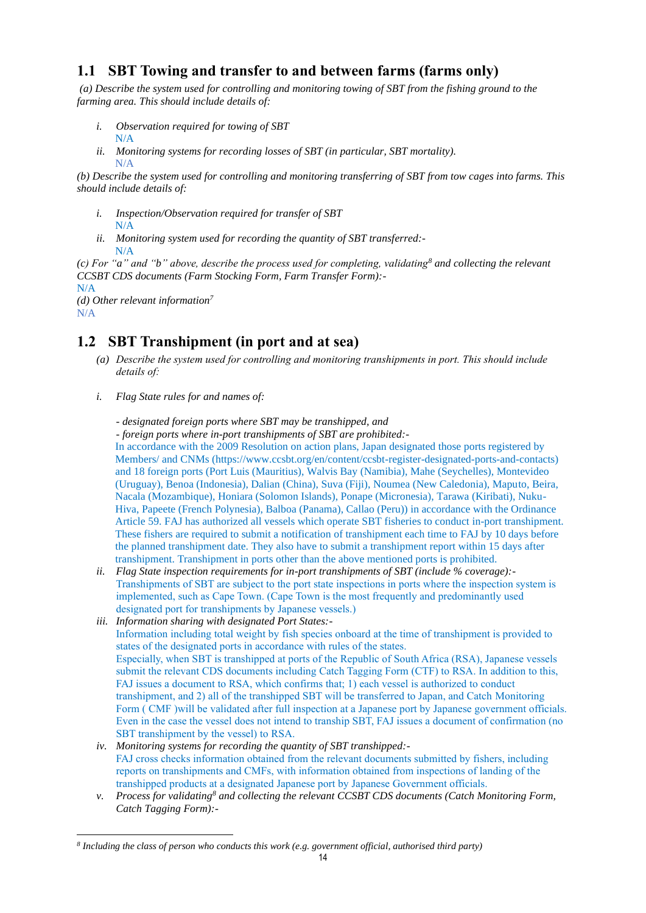## 1.1 SBT Towing and transfer to and between farms (farms only)

*(a) Describe the system used for controlling and monitoring towing of SBT from the fishing ground to the farming area. This should include details of:*

- *i. Observation required for towing of SBT*
  N/A
- *ii. Monitoring systems for recording losses of SBT (in particular, SBT mortality).*
  N/A

*(b) Describe the system used for controlling and monitoring transferring of SBT from tow cages into farms. This should include details of:*

- *i. Inspection/Observation required for transfer of SBT*
  N/A
- *ii. Monitoring system used for recording the quantity of SBT transferred:-*
  N/A

*(c) For "a" and "b" above, describe the process used for completing, validating[8] and collecting the relevant CCSBT CDS documents (Farm Stocking Form, Farm Transfer Form):-*

N/A

*(d) Other relevant information[7]*

N/A

## 1.2 SBT Transhipment (in port and at sea)

*(a) Describe the system used for controlling and monitoring transhipments in port. This should include details of:*

*i. Flag State rules for and names of:*

*- designated foreign ports where SBT may be transhipped, and*
*- foreign ports where in-port transhipments of SBT are prohibited:-*

In accordance with the 2009 Resolution on action plans, Japan designated those ports registered by Members/ and CNMs (https://www.ccsbt.org/en/content/ccsbt-register-designated-ports-and-contacts) and 18 foreign ports (Port Luis (Mauritius), Walvis Bay (Namibia), Mahe (Seychelles), Montevideo (Uruguay), Benoa (Indonesia), Dalian (China), Suva (Fiji), Noumea (New Caledonia), Maputo, Beira, Nacala (Mozambique), Honiara (Solomon Islands), Ponape (Micronesia), Tarawa (Kiribati), Nuku-Hiva, Papeete (French Polynesia), Balboa (Panama), Callao (Peru)) in accordance with the Ordinance Article 59. FAJ has authorized all vessels which operate SBT fisheries to conduct in-port transhipment. These fishers are required to submit a notification of transhipment each time to FAJ by 10 days before the planned transhipment date. They also have to submit a transhipment report within 15 days after transhipment. Transhipment in ports other than the above mentioned ports is prohibited.

*ii. Flag State inspection requirements for in-port transhipments of SBT (include % coverage):-*

Transhipments of SBT are subject to the port state inspections in ports where the inspection system is implemented, such as Cape Town. (Cape Town is the most frequently and predominantly used designated port for transhipments by Japanese vessels.)

*iii. Information sharing with designated Port States:-*

Information including total weight by fish species onboard at the time of transhipment is provided to states of the designated ports in accordance with rules of the states.
Especially, when SBT is transhipped at ports of the Republic of South Africa (RSA), Japanese vessels submit the relevant CDS documents including Catch Tagging Form (CTF) to RSA. In addition to this, FAJ issues a document to RSA, which confirms that; 1) each vessel is authorized to conduct transhipment, and 2) all of the transhipped SBT will be transferred to Japan, and Catch Monitoring Form ( CMF )will be validated after full inspection at a Japanese port by Japanese government officials. Even in the case the vessel does not intend to tranship SBT, FAJ issues a document of confirmation (no SBT transhipment by the vessel) to RSA.

*iv. Monitoring systems for recording the quantity of SBT transhipped:-*

FAJ cross checks information obtained from the relevant documents submitted by fishers, including reports on transhipments and CMFs, with information obtained from inspections of landing of the transhipped products at a designated Japanese port by Japanese Government officials.

*v. Process for validating[8] and collecting the relevant CCSBT CDS documents (Catch Monitoring Form, Catch Tagging Form):-*

---

[8] *Including the class of person who conducts this work (e.g. government official, authorised third party)*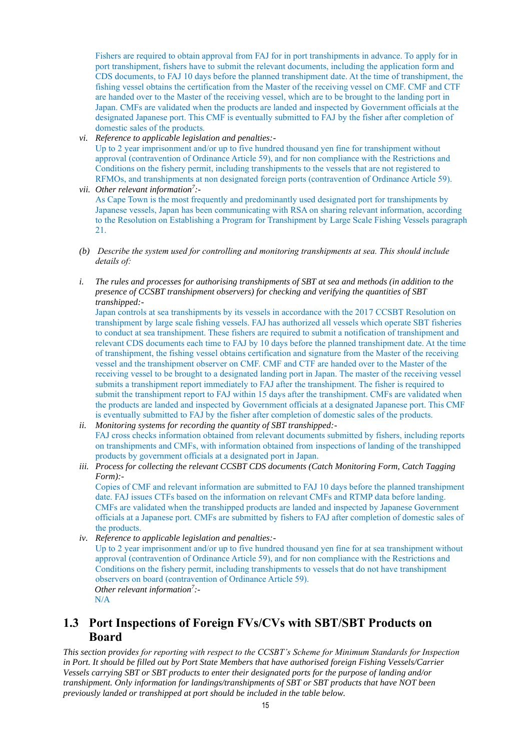Fishers are required to obtain approval from FAJ for in port transhipments in advance. To apply for in port transhipment, fishers have to submit the relevant documents, including the application form and CDS documents, to FAJ 10 days before the planned transhipment date. At the time of transhipment, the fishing vessel obtains the certification from the Master of the receiving vessel on CMF. CMF and CTF are handed over to the Master of the receiving vessel, which are to be brought to the landing port in Japan. CMFs are validated when the products are landed and inspected by Government officials at the designated Japanese port. This CMF is eventually submitted to FAJ by the fisher after completion of domestic sales of the products.

vi. *Reference to applicable legislation and penalties:-*
Up to 2 year imprisonment and/or up to five hundred thousand yen fine for transhipment without approval (contravention of Ordinance Article 59), and for non compliance with the Restrictions and Conditions on the fishery permit, including transhipments to the vessels that are not registered to RFMOs, and transhipments at non designated foreign ports (contravention of Ordinance Article 59).

vii. *Other relevant information[7]:-*
As Cape Town is the most frequently and predominantly used designated port for transhipments by Japanese vessels, Japan has been communicating with RSA on sharing relevant information, according to the Resolution on Establishing a Program for Transhipment by Large Scale Fishing Vessels paragraph 21.

(b) *Describe the system used for controlling and monitoring transhipments at sea. This should include details of:*

i. *The rules and processes for authorising transhipments of SBT at sea and methods (in addition to the presence of CCSBT transhipment observers) for checking and verifying the quantities of SBT transhipped:-*
Japan controls at sea transhipments by its vessels in accordance with the 2017 CCSBT Resolution on transhipment by large scale fishing vessels. FAJ has authorized all vessels which operate SBT fisheries to conduct at sea transhipment. These fishers are required to submit a notification of transhipment and relevant CDS documents each time to FAJ by 10 days before the planned transhipment date. At the time of transhipment, the fishing vessel obtains certification and signature from the Master of the receiving vessel and the transhipment observer on CMF. CMF and CTF are handed over to the Master of the receiving vessel to be brought to a designated landing port in Japan. The master of the receiving vessel submits a transhipment report immediately to FAJ after the transhipment. The fisher is required to submit the transhipment report to FAJ within 15 days after the transhipment. CMFs are validated when the products are landed and inspected by Government officials at a designated Japanese port. This CMF is eventually submitted to FAJ by the fisher after completion of domestic sales of the products.

ii. *Monitoring systems for recording the quantity of SBT transhipped:-*
FAJ cross checks information obtained from relevant documents submitted by fishers, including reports on transhipments and CMFs, with information obtained from inspections of landing of the transhipped products by government officials at a designated port in Japan.

iii. *Process for collecting the relevant CCSBT CDS documents (Catch Monitoring Form, Catch Tagging Form):-*
Copies of CMF and relevant information are submitted to FAJ 10 days before the planned transhipment date. FAJ issues CTFs based on the information on relevant CMFs and RTMP data before landing. CMFs are validated when the transhipped products are landed and inspected by Japanese Government officials at a Japanese port. CMFs are submitted by fishers to FAJ after completion of domestic sales of the products.

iv. *Reference to applicable legislation and penalties:-*
Up to 2 year imprisonment and/or up to five hundred thousand yen fine for at sea transhipment without approval (contravention of Ordinance Article 59), and for non compliance with the Restrictions and Conditions on the fishery permit, including transhipments to vessels that do not have transhipment observers on board (contravention of Ordinance Article 59).

*Other relevant information[7]:-*
N/A

## 1.3 Port Inspections of Foreign FVs/CVs with SBT/SBT Products on Board

*This section provides for reporting with respect to the CCSBT's Scheme for Minimum Standards for Inspection in Port. It should be filled out by Port State Members that have authorised foreign Fishing Vessels/Carrier Vessels carrying SBT or SBT products to enter their designated ports for the purpose of landing and/or transhipment. Only information for landings/transhipments of SBT or SBT products that have NOT been previously landed or transhipped at port should be included in the table below.*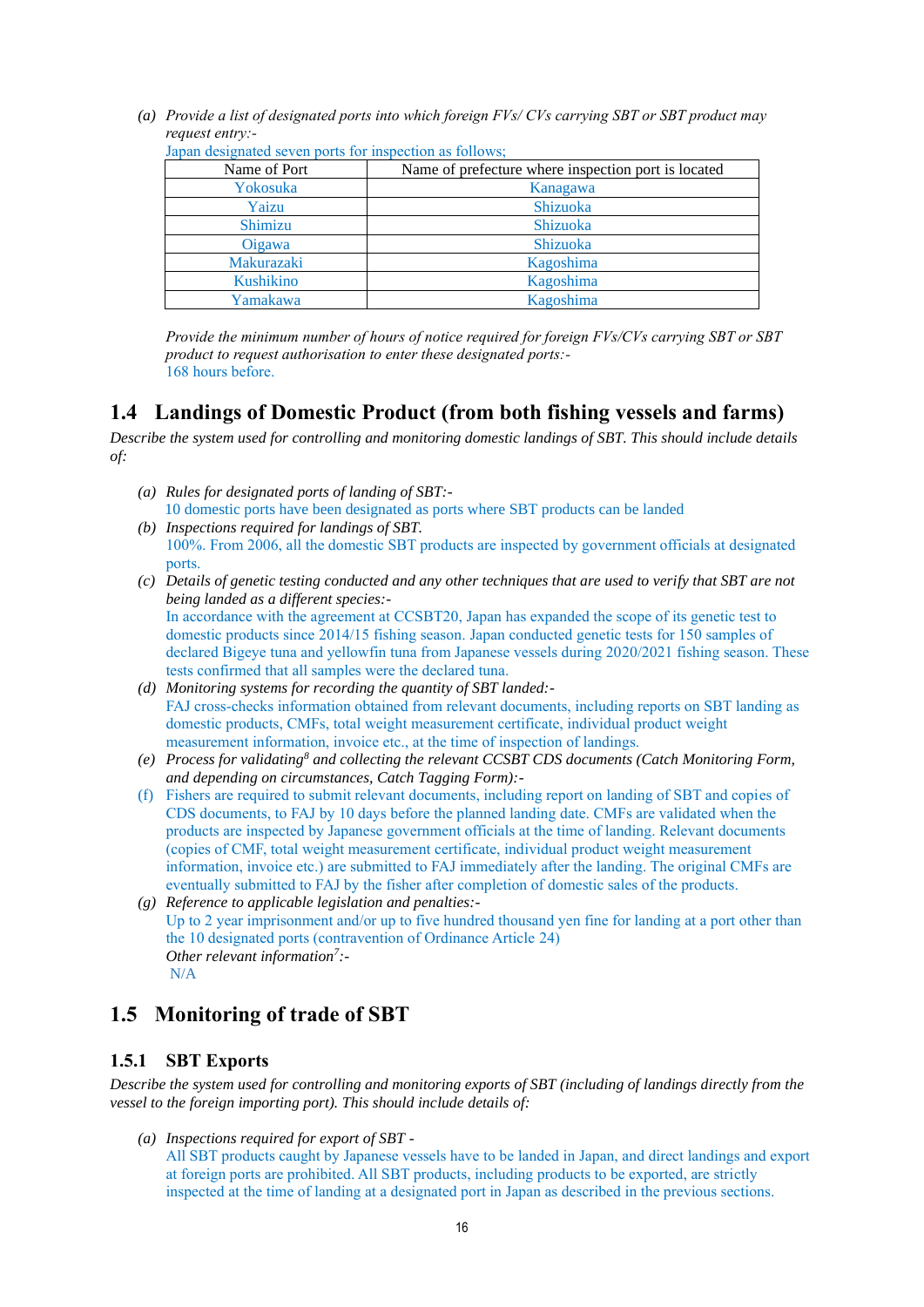(a) *Provide a list of designated ports into which foreign FVs/ CVs carrying SBT or SBT product may request entry:-*

Japan designated seven ports for inspection as follows;

| Name of Port | Name of prefecture where inspection port is located |
|---|---|
| Yokosuka | Kanagawa |
| Yaizu | Shizuoka |
| Shimizu | Shizuoka |
| Oigawa | Shizuoka |
| Makurazaki | Kagoshima |
| Kushikino | Kagoshima |
| Yamakawa | Kagoshima |

*Provide the minimum number of hours of notice required for foreign FVs/CVs carrying SBT or SBT product to request authorisation to enter these designated ports:-*

168 hours before.

## 1.4 Landings of Domestic Product (from both fishing vessels and farms)

*Describe the system used for controlling and monitoring domestic landings of SBT. This should include details of:*

(a) *Rules for designated ports of landing of SBT:-*
10 domestic ports have been designated as ports where SBT products can be landed

(b) *Inspections required for landings of SBT.*
100%. From 2006, all the domestic SBT products are inspected by government officials at designated ports.

(c) *Details of genetic testing conducted and any other techniques that are used to verify that SBT are not being landed as a different species:-*
In accordance with the agreement at CCSBT20, Japan has expanded the scope of its genetic test to domestic products since 2014/15 fishing season. Japan conducted genetic tests for 150 samples of declared Bigeye tuna and yellowfin tuna from Japanese vessels during 2020/2021 fishing season. These tests confirmed that all samples were the declared tuna.

(d) *Monitoring systems for recording the quantity of SBT landed:-*
FAJ cross-checks information obtained from relevant documents, including reports on SBT landing as domestic products, CMFs, total weight measurement certificate, individual product weight measurement information, invoice etc., at the time of inspection of landings.

(e) *Process for validating[8] and collecting the relevant CCSBT CDS documents (Catch Monitoring Form, and depending on circumstances, Catch Tagging Form):-*

(f) Fishers are required to submit relevant documents, including report on landing of SBT and copies of CDS documents, to FAJ by 10 days before the planned landing date. CMFs are validated when the products are inspected by Japanese government officials at the time of landing. Relevant documents (copies of CMF, total weight measurement certificate, individual product weight measurement information, invoice etc.) are submitted to FAJ immediately after the landing. The original CMFs are eventually submitted to FAJ by the fisher after completion of domestic sales of the products.

(g) *Reference to applicable legislation and penalties:-*
Up to 2 year imprisonment and/or up to five hundred thousand yen fine for landing at a port other than the 10 designated ports (contravention of Ordinance Article 24)

*Other relevant information[7]:-*
N/A

## 1.5 Monitoring of trade of SBT

### 1.5.1 SBT Exports

*Describe the system used for controlling and monitoring exports of SBT (including of landings directly from the vessel to the foreign importing port). This should include details of:*

(a) *Inspections required for export of SBT -*
All SBT products caught by Japanese vessels have to be landed in Japan, and direct landings and export at foreign ports are prohibited. All SBT products, including products to be exported, are strictly inspected at the time of landing at a designated port in Japan as described in the previous sections.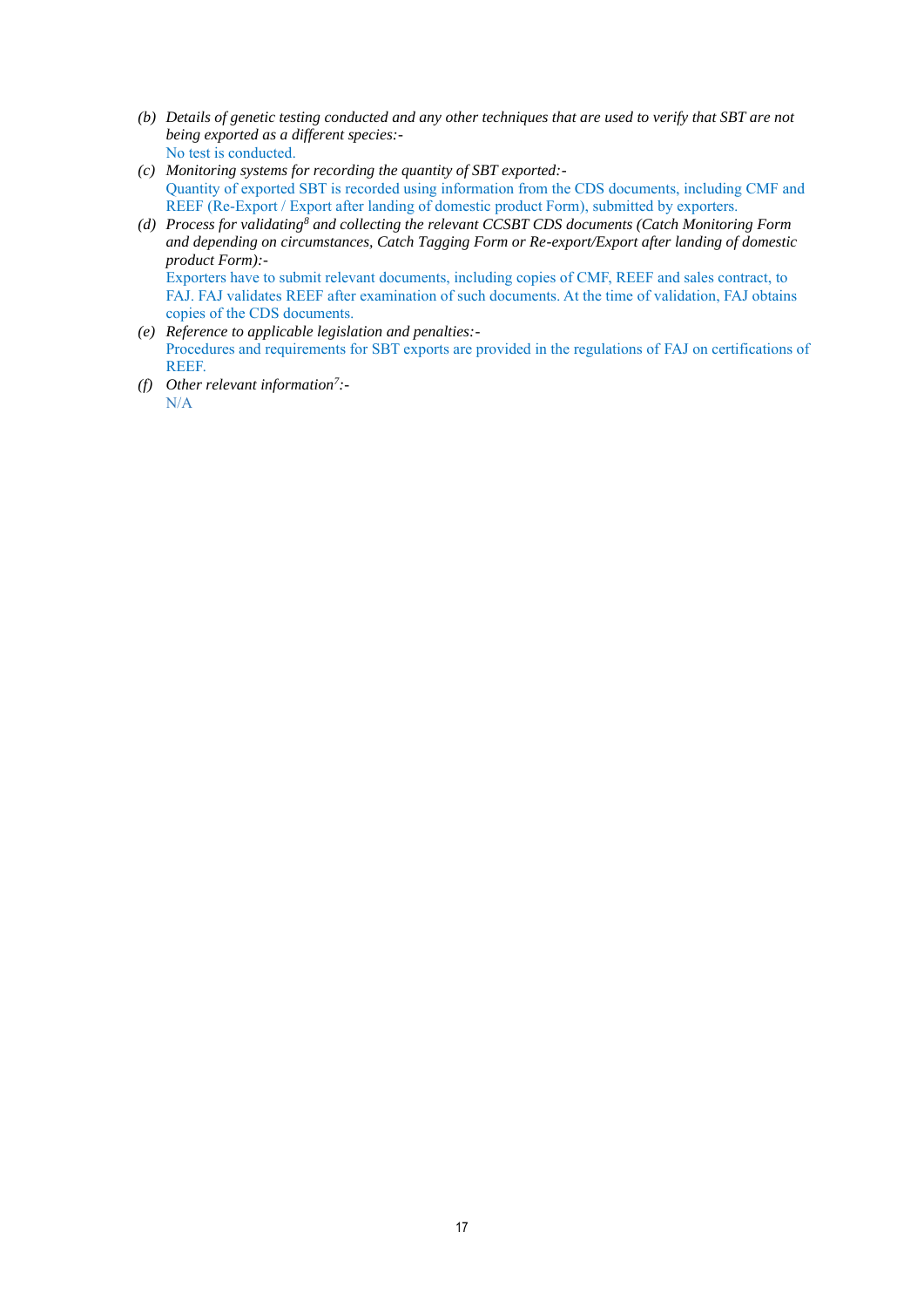- *(b) Details of genetic testing conducted and any other techniques that are used to verify that SBT are not being exported as a different species:-*
  No test is conducted.
- *(c) Monitoring systems for recording the quantity of SBT exported:-*
  Quantity of exported SBT is recorded using information from the CDS documents, including CMF and REEF (Re-Export / Export after landing of domestic product Form), submitted by exporters.
- *(d) Process for validating[8] and collecting the relevant CCSBT CDS documents (Catch Monitoring Form and depending on circumstances, Catch Tagging Form or Re-export/Export after landing of domestic product Form):-*
  Exporters have to submit relevant documents, including copies of CMF, REEF and sales contract, to FAJ. FAJ validates REEF after examination of such documents. At the time of validation, FAJ obtains copies of the CDS documents.
- *(e) Reference to applicable legislation and penalties:-*
  Procedures and requirements for SBT exports are provided in the regulations of FAJ on certifications of REEF.
- *(f) Other relevant information[7]:-*
  N/A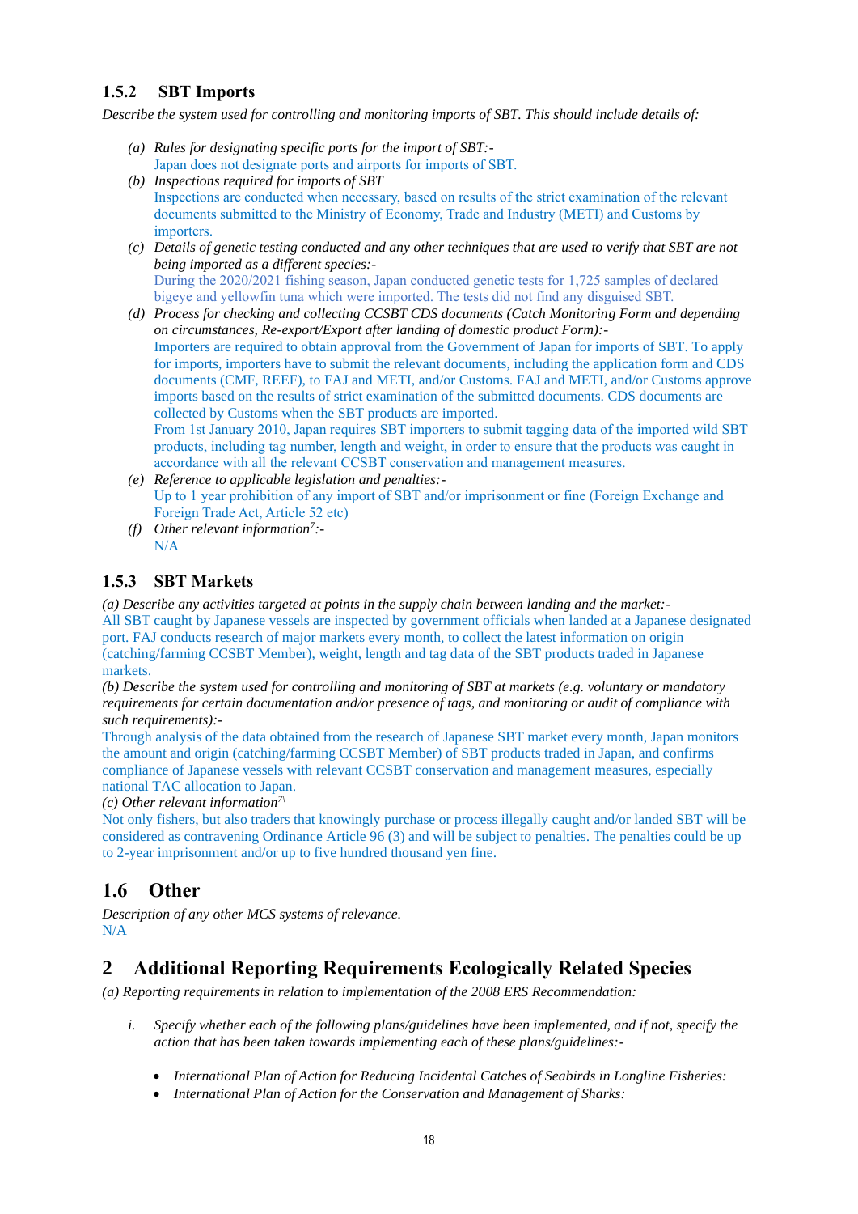### 1.5.2 SBT Imports

*Describe the system used for controlling and monitoring imports of SBT. This should include details of:*

(a) *Rules for designating specific ports for the import of SBT:-*
Japan does not designate ports and airports for imports of SBT.

(b) *Inspections required for imports of SBT*
Inspections are conducted when necessary, based on results of the strict examination of the relevant documents submitted to the Ministry of Economy, Trade and Industry (METI) and Customs by importers.

(c) *Details of genetic testing conducted and any other techniques that are used to verify that SBT are not being imported as a different species:-*
During the 2020/2021 fishing season, Japan conducted genetic tests for 1,725 samples of declared bigeye and yellowfin tuna which were imported. The tests did not find any disguised SBT.

(d) *Process for checking and collecting CCSBT CDS documents (Catch Monitoring Form and depending on circumstances, Re-export/Export after landing of domestic product Form):-*
Importers are required to obtain approval from the Government of Japan for imports of SBT. To apply for imports, importers have to submit the relevant documents, including the application form and CDS documents (CMF, REEF), to FAJ and METI, and/or Customs. FAJ and METI, and/or Customs approve imports based on the results of strict examination of the submitted documents. CDS documents are collected by Customs when the SBT products are imported.
From 1st January 2010, Japan requires SBT importers to submit tagging data of the imported wild SBT products, including tag number, length and weight, in order to ensure that the products was caught in accordance with all the relevant CCSBT conservation and management measures.

(e) *Reference to applicable legislation and penalties:-*
Up to 1 year prohibition of any import of SBT and/or imprisonment or fine (Foreign Exchange and Foreign Trade Act, Article 52 etc)

(f) *Other relevant information[7]:-*
N/A

### 1.5.3 SBT Markets

*(a) Describe any activities targeted at points in the supply chain between landing and the market:-*
All SBT caught by Japanese vessels are inspected by government officials when landed at a Japanese designated port. FAJ conducts research of major markets every month, to collect the latest information on origin (catching/farming CCSBT Member), weight, length and tag data of the SBT products traded in Japanese markets.

*(b) Describe the system used for controlling and monitoring of SBT at markets (e.g. voluntary or mandatory requirements for certain documentation and/or presence of tags, and monitoring or audit of compliance with such requirements):-*
Through analysis of the data obtained from the research of Japanese SBT market every month, Japan monitors the amount and origin (catching/farming CCSBT Member) of SBT products traded in Japan, and confirms compliance of Japanese vessels with relevant CCSBT conservation and management measures, especially national TAC allocation to Japan.

*(c) Other relevant information[7]*
Not only fishers, but also traders that knowingly purchase or process illegally caught and/or landed SBT will be considered as contravening Ordinance Article 96 (3) and will be subject to penalties. The penalties could be up to 2-year imprisonment and/or up to five hundred thousand yen fine.

## 1.6 Other

*Description of any other MCS systems of relevance.*
N/A

# 2 Additional Reporting Requirements Ecologically Related Species

*(a) Reporting requirements in relation to implementation of the 2008 ERS Recommendation:*

i. *Specify whether each of the following plans/guidelines have been implemented, and if not, specify the action that has been taken towards implementing each of these plans/guidelines:-*

- *International Plan of Action for Reducing Incidental Catches of Seabirds in Longline Fisheries:*
- *International Plan of Action for the Conservation and Management of Sharks:*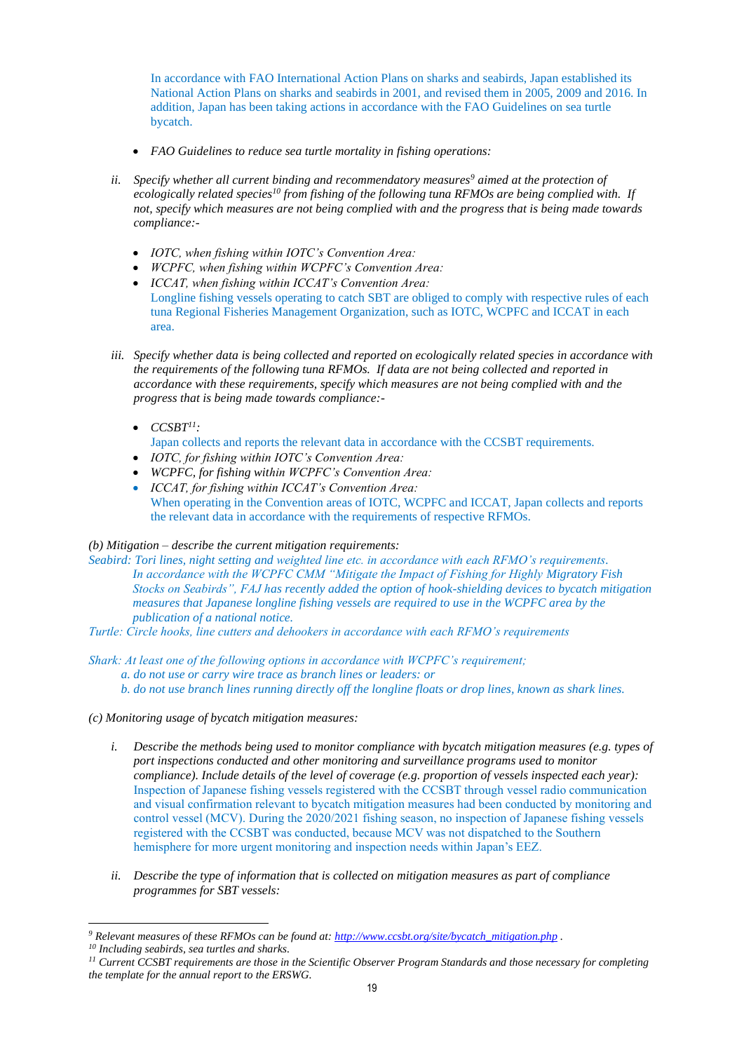In accordance with FAO International Action Plans on sharks and seabirds, Japan established its National Action Plans on sharks and seabirds in 2001, and revised them in 2005, 2009 and 2016. In addition, Japan has been taking actions in accordance with the FAO Guidelines on sea turtle bycatch.

- *FAO Guidelines to reduce sea turtle mortality in fishing operations:*

ii. *Specify whether all current binding and recommendatory measures[9] aimed at the protection of ecologically related species[10] from fishing of the following tuna RFMOs are being complied with. If not, specify which measures are not being complied with and the progress that is being made towards compliance:-*

- *IOTC, when fishing within IOTC's Convention Area:*
- *WCPFC, when fishing within WCPFC's Convention Area:*
- *ICCAT, when fishing within ICCAT's Convention Area:*
  Longline fishing vessels operating to catch SBT are obliged to comply with respective rules of each tuna Regional Fisheries Management Organization, such as IOTC, WCPFC and ICCAT in each area.

iii. *Specify whether data is being collected and reported on ecologically related species in accordance with the requirements of the following tuna RFMOs. If data are not being collected and reported in accordance with these requirements, specify which measures are not being complied with and the progress that is being made towards compliance:-*

- *CCSBT[11]:*
  Japan collects and reports the relevant data in accordance with the CCSBT requirements.
- *IOTC, for fishing within IOTC's Convention Area:*
- *WCPFC, for fishing within WCPFC's Convention Area:*
- *ICCAT, for fishing within ICCAT's Convention Area:*
  When operating in the Convention areas of IOTC, WCPFC and ICCAT, Japan collects and reports the relevant data in accordance with the requirements of respective RFMOs.

*(b) Mitigation – describe the current mitigation requirements:*

*Seabird: Tori lines, night setting and weighted line etc. in accordance with each RFMO's requirements. In accordance with the WCPFC CMM "Mitigate the Impact of Fishing for Highly Migratory Fish Stocks on Seabirds", FAJ has recently added the option of hook-shielding devices to bycatch mitigation measures that Japanese longline fishing vessels are required to use in the WCPFC area by the publication of a national notice.*

*Turtle: Circle hooks, line cutters and dehookers in accordance with each RFMO's requirements*

*Shark: At least one of the following options in accordance with WCPFC's requirement;*

*a. do not use or carry wire trace as branch lines or leaders: or*

*b. do not use branch lines running directly off the longline floats or drop lines, known as shark lines.*

*(c) Monitoring usage of bycatch mitigation measures:*

i. *Describe the methods being used to monitor compliance with bycatch mitigation measures (e.g. types of port inspections conducted and other monitoring and surveillance programs used to monitor compliance). Include details of the level of coverage (e.g. proportion of vessels inspected each year):*
Inspection of Japanese fishing vessels registered with the CCSBT through vessel radio communication and visual confirmation relevant to bycatch mitigation measures had been conducted by monitoring and control vessel (MCV). During the 2020/2021 fishing season, no inspection of Japanese fishing vessels registered with the CCSBT was conducted, because MCV was not dispatched to the Southern hemisphere for more urgent monitoring and inspection needs within Japan's EEZ.

ii. *Describe the type of information that is collected on mitigation measures as part of compliance programmes for SBT vessels:*

---

[9] *Relevant measures of these RFMOs can be found at: http://www.ccsbt.org/site/bycatch_mitigation.php .*

[10] *Including seabirds, sea turtles and sharks.*

[11] *Current CCSBT requirements are those in the Scientific Observer Program Standards and those necessary for completing the template for the annual report to the ERSWG.*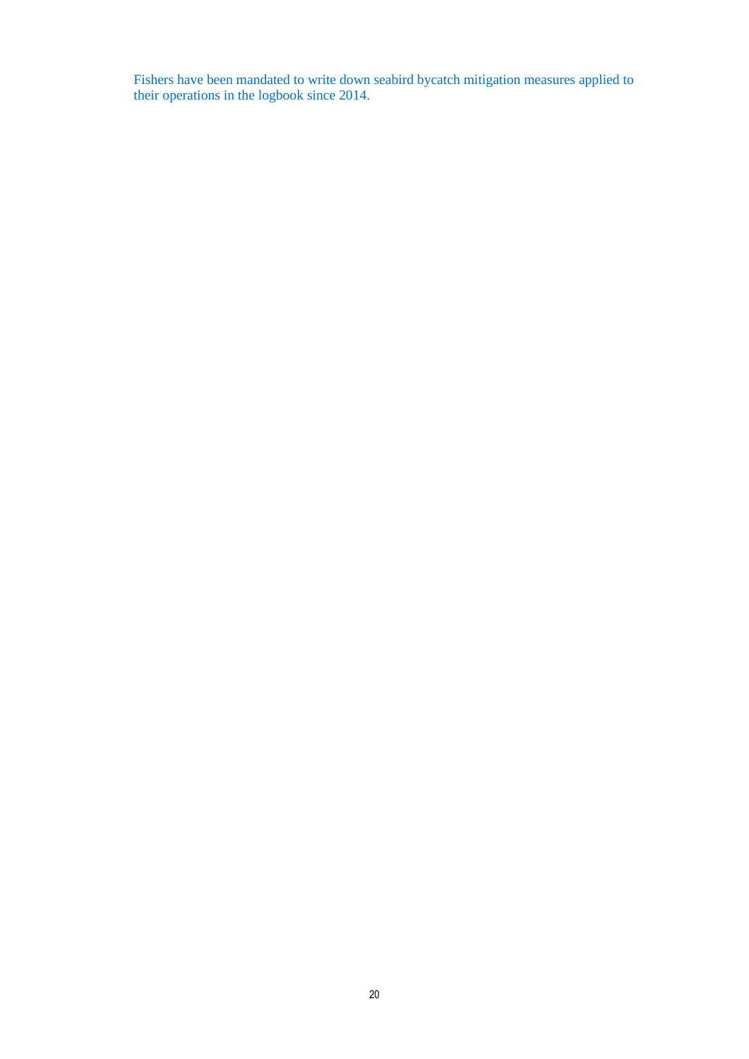Fishers have been mandated to write down seabird bycatch mitigation measures applied to their operations in the logbook since 2014.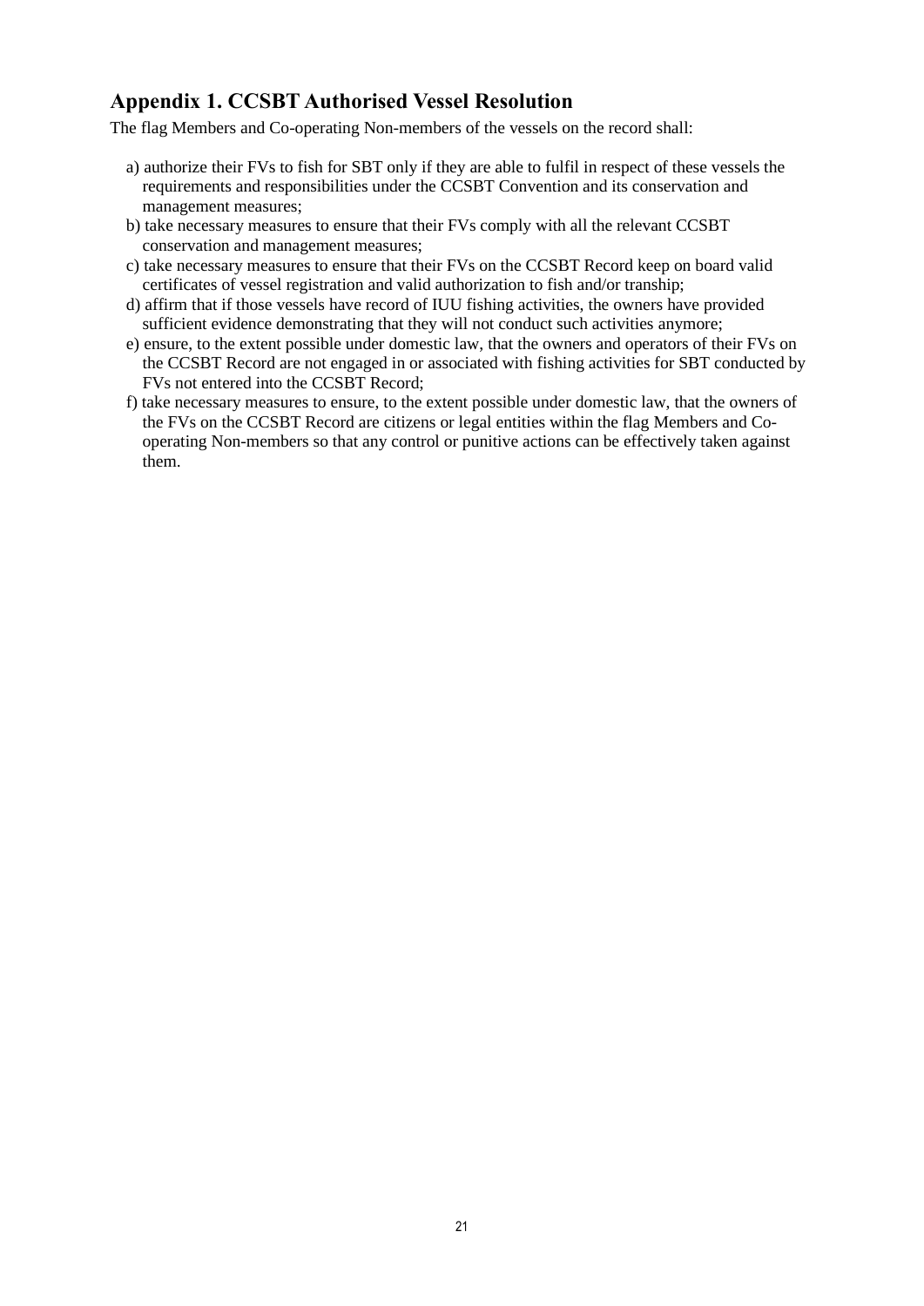## Appendix 1. CCSBT Authorised Vessel Resolution

The flag Members and Co-operating Non-members of the vessels on the record shall:

a) authorize their FVs to fish for SBT only if they are able to fulfil in respect of these vessels the requirements and responsibilities under the CCSBT Convention and its conservation and management measures;

b) take necessary measures to ensure that their FVs comply with all the relevant CCSBT conservation and management measures;

c) take necessary measures to ensure that their FVs on the CCSBT Record keep on board valid certificates of vessel registration and valid authorization to fish and/or tranship;

d) affirm that if those vessels have record of IUU fishing activities, the owners have provided sufficient evidence demonstrating that they will not conduct such activities anymore;

e) ensure, to the extent possible under domestic law, that the owners and operators of their FVs on the CCSBT Record are not engaged in or associated with fishing activities for SBT conducted by FVs not entered into the CCSBT Record;

f) take necessary measures to ensure, to the extent possible under domestic law, that the owners of the FVs on the CCSBT Record are citizens or legal entities within the flag Members and Co-operating Non-members so that any control or punitive actions can be effectively taken against them.